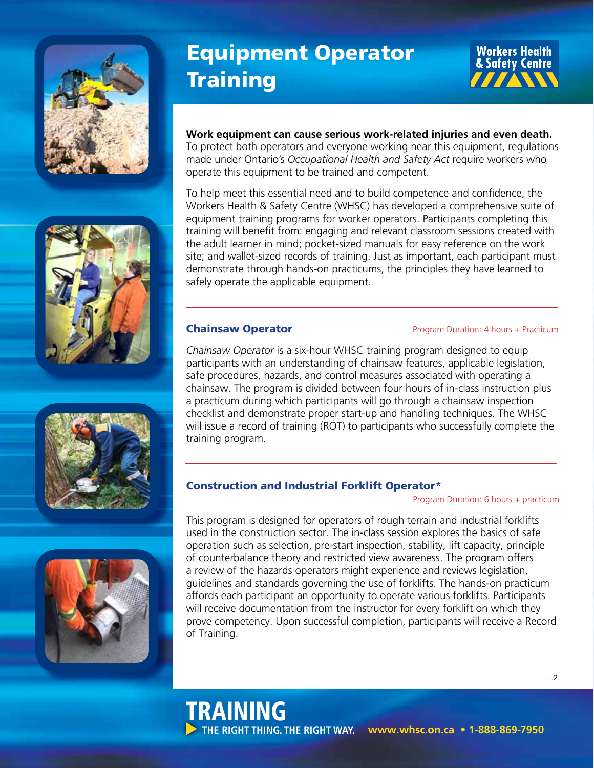# Equipment Operator Training

Workers Health & Safety Centre

**Work equipment can cause serious work-related injuries and even death.** To protect both operators and everyone working near this equipment, regulations made under Ontario's *Occupational Health and Safety Act* require workers who operate this equipment to be trained and competent.

To help meet this essential need and to build competence and confidence, the Workers Health & Safety Centre (WHSC) has developed a comprehensive suite of equipment training programs for worker operators. Participants completing this training will benefit from: engaging and relevant classroom sessions created with the adult learner in mind; pocket-sized manuals for easy reference on the work site; and wallet-sized records of training. Just as important, each participant must demonstrate through hands-on practicums, the principles they have learned to safely operate the applicable equipment.

---

## Chainsaw Operator

Program Duration: 4 hours + Practicum

*Chainsaw Operator* is a six-hour WHSC training program designed to equip participants with an understanding of chainsaw features, applicable legislation, safe procedures, hazards, and control measures associated with operating a chainsaw. The program is divided between four hours of in-class instruction plus a practicum during which participants will go through a chainsaw inspection checklist and demonstrate proper start-up and handling techniques. The WHSC will issue a record of training (ROT) to participants who successfully complete the training program.

---

## Construction and Industrial Forklift Operator*

Program Duration: 6 hours + practicum

This program is designed for operators of rough terrain and industrial forklifts used in the construction sector. The in-class session explores the basics of safe operation such as selection, pre-start inspection, stability, lift capacity, principle of counterbalance theory and restricted view awareness. The program offers a review of the hazards operators might experience and reviews legislation, guidelines and standards governing the use of forklifts. The hands-on practicum affords each participant an opportunity to operate various forklifts. Participants will receive documentation from the instructor for every forklift on which they prove competency. Upon successful completion, participants will receive a Record of Training.

...2

**TRAINING**
THE RIGHT THING. THE RIGHT WAY. www.whsc.on.ca • 1-888-869-7950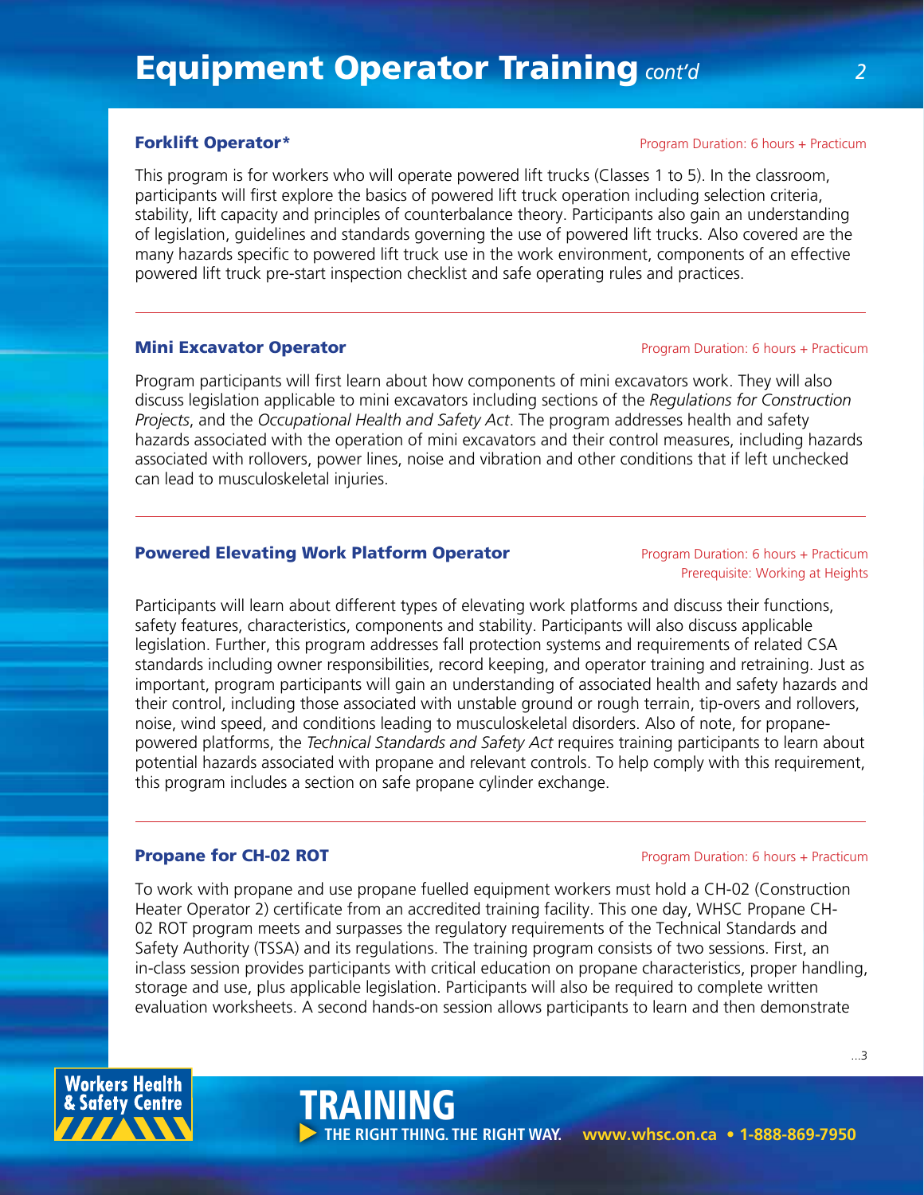# Equipment Operator Training *cont'd*

### Forklift Operator*

Program Duration: 6 hours + Practicum

This program is for workers who will operate powered lift trucks (Classes 1 to 5). In the classroom, participants will first explore the basics of powered lift truck operation including selection criteria, stability, lift capacity and principles of counterbalance theory. Participants also gain an understanding of legislation, guidelines and standards governing the use of powered lift trucks. Also covered are the many hazards specific to powered lift truck use in the work environment, components of an effective powered lift truck pre-start inspection checklist and safe operating rules and practices.

---

### Mini Excavator Operator

Program Duration: 6 hours + Practicum

Program participants will first learn about how components of mini excavators work. They will also discuss legislation applicable to mini excavators including sections of the *Regulations for Construction Projects*, and the *Occupational Health and Safety Act*. The program addresses health and safety hazards associated with the operation of mini excavators and their control measures, including hazards associated with rollovers, power lines, noise and vibration and other conditions that if left unchecked can lead to musculoskeletal injuries.

---

### Powered Elevating Work Platform Operator

Program Duration: 6 hours + Practicum
Prerequisite: Working at Heights

Participants will learn about different types of elevating work platforms and discuss their functions, safety features, characteristics, components and stability. Participants will also discuss applicable legislation. Further, this program addresses fall protection systems and requirements of related CSA standards including owner responsibilities, record keeping, and operator training and retraining. Just as important, program participants will gain an understanding of associated health and safety hazards and their control, including those associated with unstable ground or rough terrain, tip-overs and rollovers, noise, wind speed, and conditions leading to musculoskeletal disorders. Also of note, for propane-powered platforms, the *Technical Standards and Safety Act* requires training participants to learn about potential hazards associated with propane and relevant controls. To help comply with this requirement, this program includes a section on safe propane cylinder exchange.

---

### Propane for CH-02 ROT

Program Duration: 6 hours + Practicum

To work with propane and use propane fuelled equipment workers must hold a CH-02 (Construction Heater Operator 2) certificate from an accredited training facility. This one day, WHSC Propane CH-02 ROT program meets and surpasses the regulatory requirements of the Technical Standards and Safety Authority (TSSA) and its regulations. The training program consists of two sessions. First, an in-class session provides participants with critical education on propane characteristics, proper handling, storage and use, plus applicable legislation. Participants will also be required to complete written evaluation worksheets. A second hands-on session allows participants to learn and then demonstrate

...3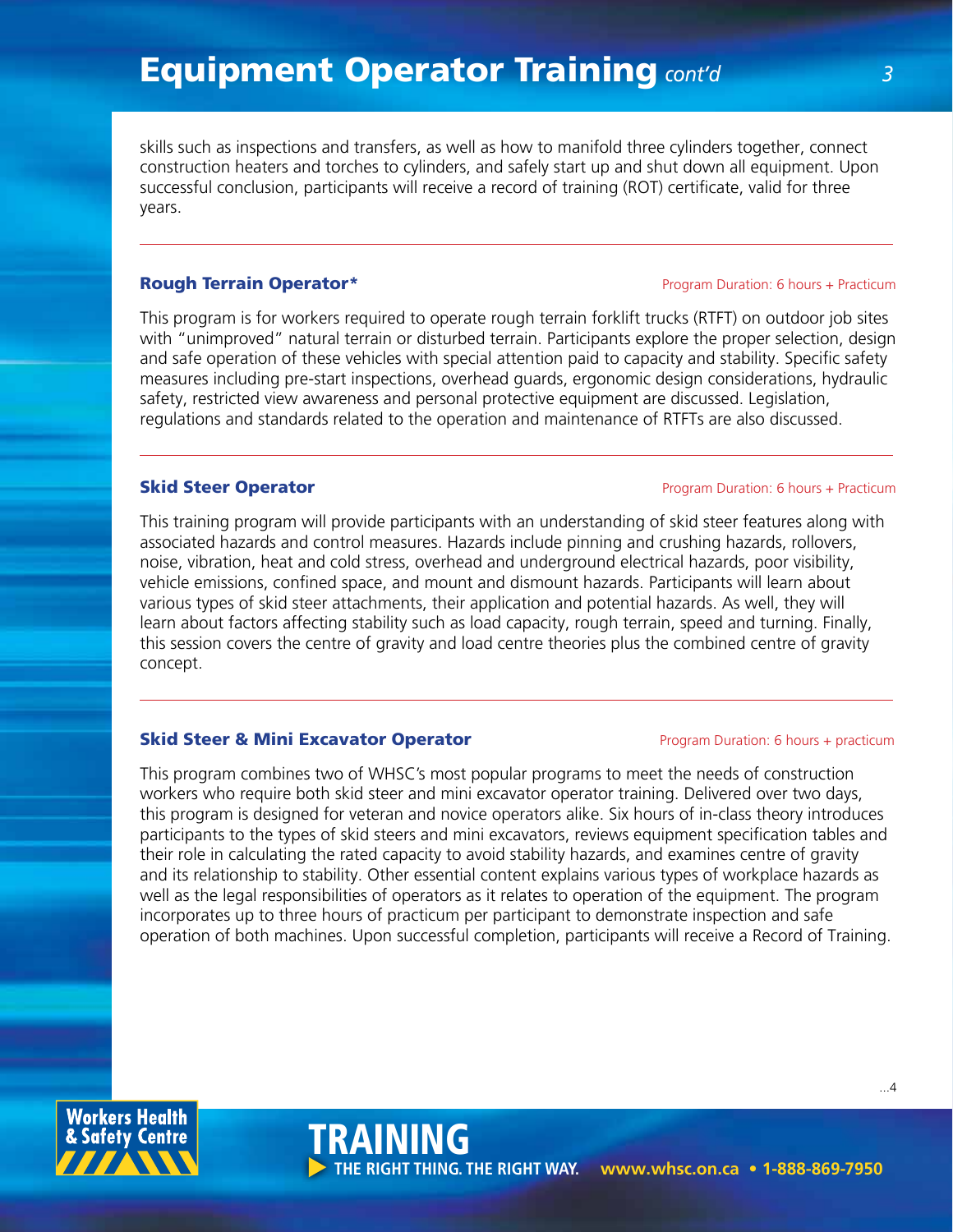skills such as inspections and transfers, as well as how to manifold three cylinders together, connect construction heaters and torches to cylinders, and safely start up and shut down all equipment. Upon successful conclusion, participants will receive a record of training (ROT) certificate, valid for three years.

---

### Rough Terrain Operator*

Program Duration: 6 hours + Practicum

This program is for workers required to operate rough terrain forklift trucks (RTFT) on outdoor job sites with "unimproved" natural terrain or disturbed terrain. Participants explore the proper selection, design and safe operation of these vehicles with special attention paid to capacity and stability. Specific safety measures including pre-start inspections, overhead guards, ergonomic design considerations, hydraulic safety, restricted view awareness and personal protective equipment are discussed. Legislation, regulations and standards related to the operation and maintenance of RTFTs are also discussed.

---

### Skid Steer Operator

Program Duration: 6 hours + Practicum

This training program will provide participants with an understanding of skid steer features along with associated hazards and control measures. Hazards include pinning and crushing hazards, rollovers, noise, vibration, heat and cold stress, overhead and underground electrical hazards, poor visibility, vehicle emissions, confined space, and mount and dismount hazards. Participants will learn about various types of skid steer attachments, their application and potential hazards. As well, they will learn about factors affecting stability such as load capacity, rough terrain, speed and turning. Finally, this session covers the centre of gravity and load centre theories plus the combined centre of gravity concept.

---

### Skid Steer & Mini Excavator Operator

Program Duration: 6 hours + practicum

This program combines two of WHSC's most popular programs to meet the needs of construction workers who require both skid steer and mini excavator operator training. Delivered over two days, this program is designed for veteran and novice operators alike. Six hours of in-class theory introduces participants to the types of skid steers and mini excavators, reviews equipment specification tables and their role in calculating the rated capacity to avoid stability hazards, and examines centre of gravity and its relationship to stability. Other essential content explains various types of workplace hazards as well as the legal responsibilities of operators as it relates to operation of the equipment. The program incorporates up to three hours of practicum per participant to demonstrate inspection and safe operation of both machines. Upon successful completion, participants will receive a Record of Training.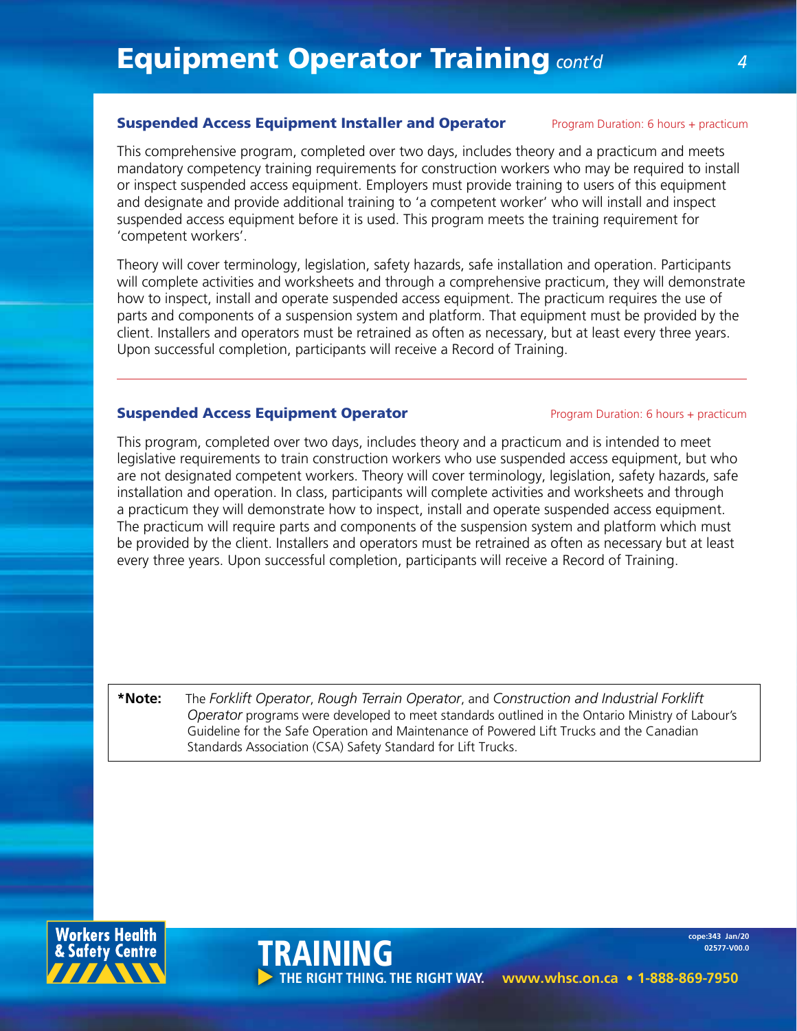# Equipment Operator Training *cont'd*

### Suspended Access Equipment Installer and Operator

Program Duration: 6 hours + practicum

This comprehensive program, completed over two days, includes theory and a practicum and meets mandatory competency training requirements for construction workers who may be required to install or inspect suspended access equipment. Employers must provide training to users of this equipment and designate and provide additional training to 'a competent worker' who will install and inspect suspended access equipment before it is used. This program meets the training requirement for 'competent workers'.

Theory will cover terminology, legislation, safety hazards, safe installation and operation. Participants will complete activities and worksheets and through a comprehensive practicum, they will demonstrate how to inspect, install and operate suspended access equipment. The practicum requires the use of parts and components of a suspension system and platform. That equipment must be provided by the client. Installers and operators must be retrained as often as necessary, but at least every three years. Upon successful completion, participants will receive a Record of Training.

---

### Suspended Access Equipment Operator

Program Duration: 6 hours + practicum

This program, completed over two days, includes theory and a practicum and is intended to meet legislative requirements to train construction workers who use suspended access equipment, but who are not designated competent workers. Theory will cover terminology, legislation, safety hazards, safe installation and operation. In class, participants will complete activities and worksheets and through a practicum they will demonstrate how to inspect, install and operate suspended access equipment. The practicum will require parts and components of the suspension system and platform which must be provided by the client. Installers and operators must be retrained as often as necessary but at least every three years. Upon successful completion, participants will receive a Record of Training.

**\*Note:** The *Forklift Operator*, *Rough Terrain Operator*, and *Construction and Industrial Forklift Operator* programs were developed to meet standards outlined in the Ontario Ministry of Labour's Guideline for the Safe Operation and Maintenance of Powered Lift Trucks and the Canadian Standards Association (CSA) Safety Standard for Lift Trucks.

Workers Health & Safety Centre

**TRAINING** THE RIGHT THING. THE RIGHT WAY.

www.whsc.on.ca • 1-888-869-7950

cope:343 Jan/20
02577-V00.0